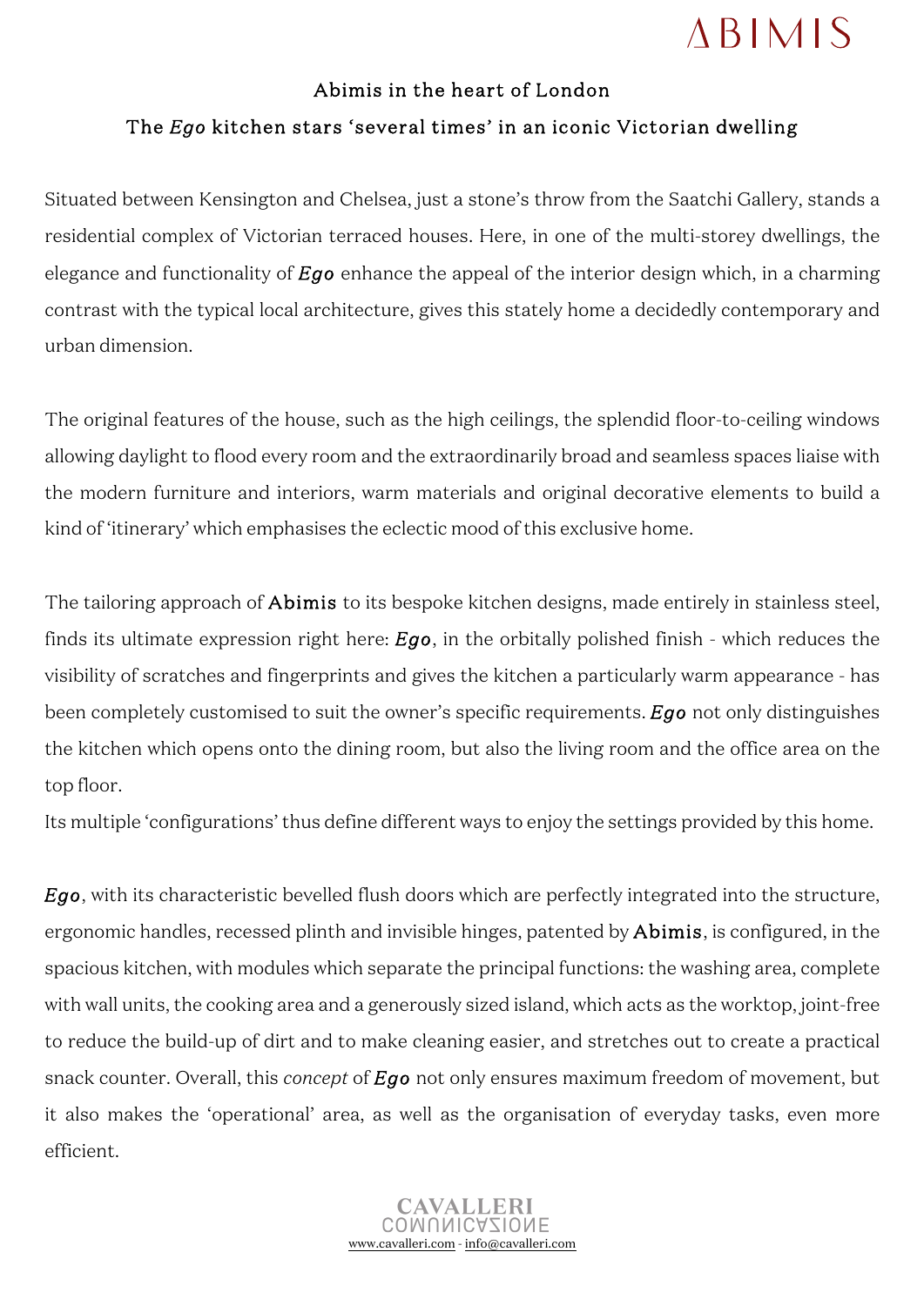ABIMIS

## Abimis in the heart of London

## The *Ego* kitchen stars 'several times' in an iconic Victorian dwelling

Situated between Kensington and Chelsea, just a stone's throw from the Saatchi Gallery, stands a residential complex of Victorian terraced houses. Here, in one of the multi-storey dwellings, the elegance and functionality of ***Ego*** enhance the appeal of the interior design which, in a charming contrast with the typical local architecture, gives this stately home a decidedly contemporary and urban dimension.

The original features of the house, such as the high ceilings, the splendid floor-to-ceiling windows allowing daylight to flood every room and the extraordinarily broad and seamless spaces liaise with the modern furniture and interiors, warm materials and original decorative elements to build a kind of 'itinerary' which emphasises the eclectic mood of this exclusive home.

The tailoring approach of **Abimis** to its bespoke kitchen designs, made entirely in stainless steel, finds its ultimate expression right here: ***Ego***, in the orbitally polished finish - which reduces the visibility of scratches and fingerprints and gives the kitchen a particularly warm appearance - has been completely customised to suit the owner's specific requirements. ***Ego*** not only distinguishes the kitchen which opens onto the dining room, but also the living room and the office area on the top floor.
Its multiple 'configurations' thus define different ways to enjoy the settings provided by this home.

***Ego***, with its characteristic bevelled flush doors which are perfectly integrated into the structure, ergonomic handles, recessed plinth and invisible hinges, patented by **Abimis**, is configured, in the spacious kitchen, with modules which separate the principal functions: the washing area, complete with wall units, the cooking area and a generously sized island, which acts as the worktop, joint-free to reduce the build-up of dirt and to make cleaning easier, and stretches out to create a practical snack counter. Overall, this *concept* of ***Ego*** not only ensures maximum freedom of movement, but it also makes the 'operational' area, as well as the organisation of everyday tasks, even more efficient.

CAVALLERI COMUNICAZIONE
www.cavalleri.com - info@cavalleri.com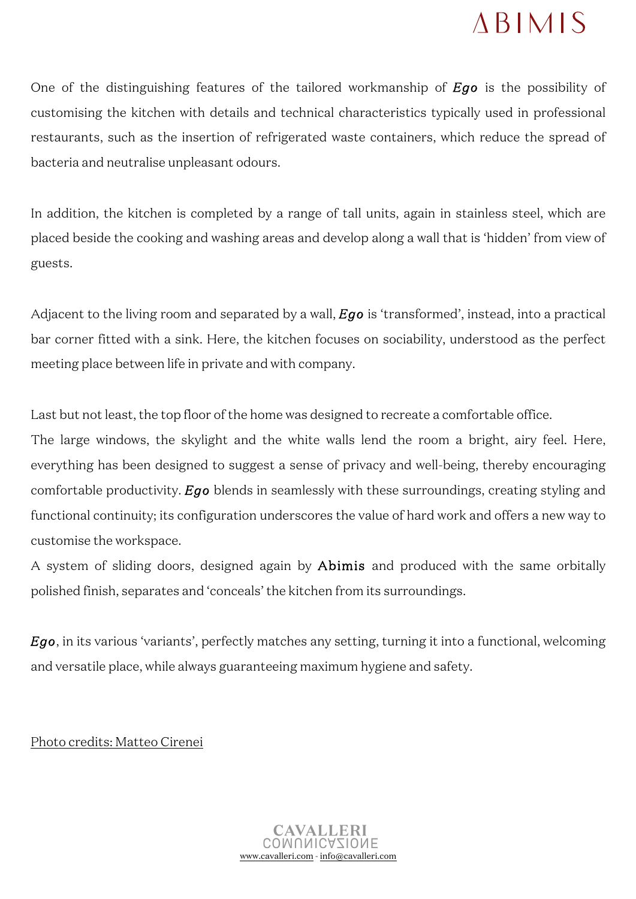One of the distinguishing features of the tailored workmanship of ***Ego*** is the possibility of customising the kitchen with details and technical characteristics typically used in professional restaurants, such as the insertion of refrigerated waste containers, which reduce the spread of bacteria and neutralise unpleasant odours.

In addition, the kitchen is completed by a range of tall units, again in stainless steel, which are placed beside the cooking and washing areas and develop along a wall that is 'hidden' from view of guests.

Adjacent to the living room and separated by a wall, ***Ego*** is 'transformed', instead, into a practical bar corner fitted with a sink. Here, the kitchen focuses on sociability, understood as the perfect meeting place between life in private and with company.

Last but not least, the top floor of the home was designed to recreate a comfortable office.
The large windows, the skylight and the white walls lend the room a bright, airy feel. Here, everything has been designed to suggest a sense of privacy and well-being, thereby encouraging comfortable productivity. ***Ego*** blends in seamlessly with these surroundings, creating styling and functional continuity; its configuration underscores the value of hard work and offers a new way to customise the workspace.
A system of sliding doors, designed again by **Abimis** and produced with the same orbitally polished finish, separates and 'conceals' the kitchen from its surroundings.

***Ego***, in its various 'variants', perfectly matches any setting, turning it into a functional, welcoming and versatile place, while always guaranteeing maximum hygiene and safety.

Photo credits: Matteo Cirenei

CAVALLERI COMUNICAZIONE
www.cavalleri.com - info@cavalleri.com